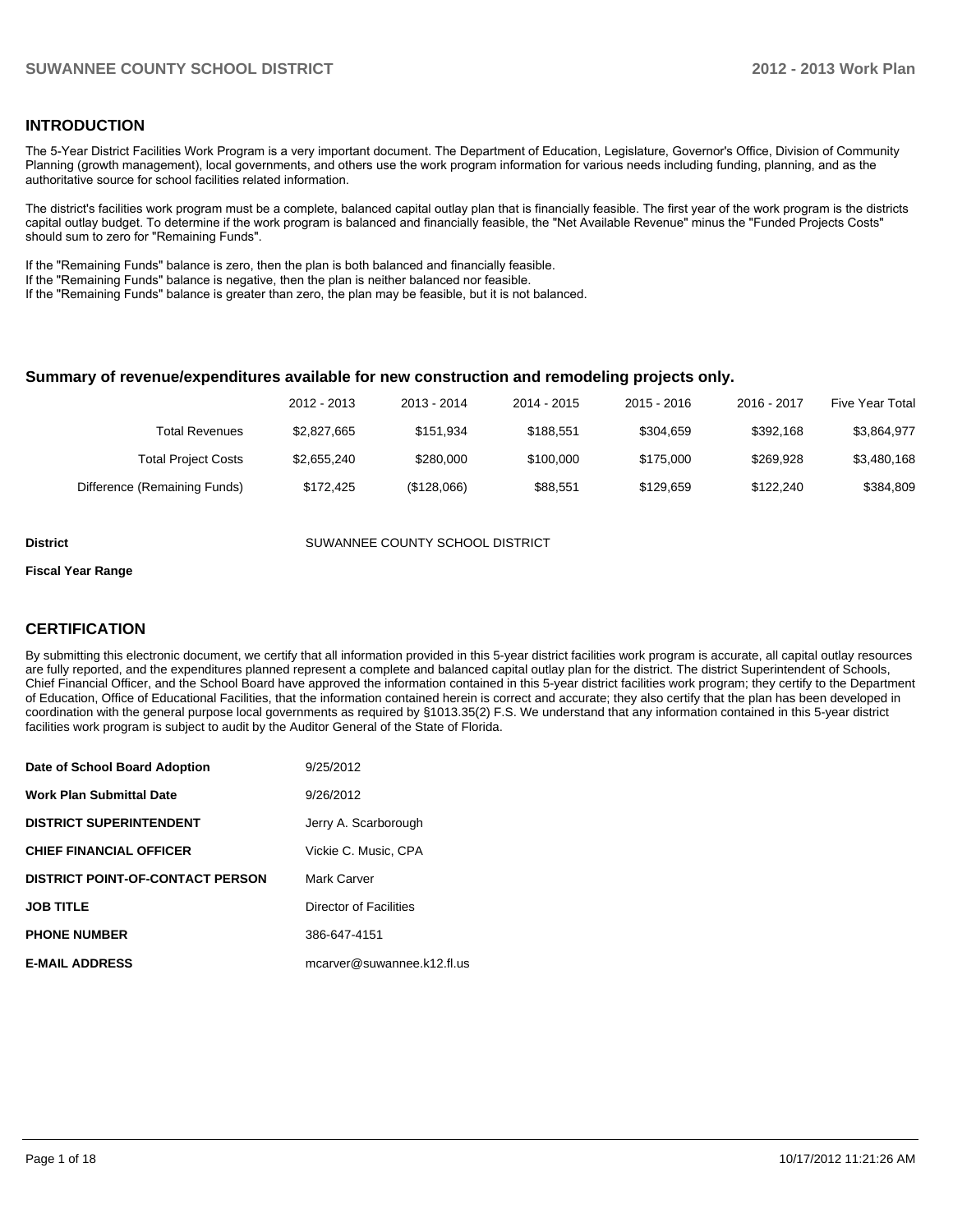## INTRODUCTION

The 5-Year District Facilities Work Program is a very important document. The Department of Education, Legislature, Governor's Office, Division of Community Planning (growth management), local governments, and others use the work program information for various needs including funding, planning, and as the authoritative source for school facilities related information.

The district's facilities work program must be a complete, balanced capital outlay plan that is financially feasible. The first year of the work program is the districts capital outlay budget. To determine if the work program is balanced and financially feasible, the "Net Available Revenue" minus the "Funded Projects Costs" should sum to zero for "Remaining Funds".

If the "Remaining Funds" balance is zero, then the plan is both balanced and financially feasible.
If the "Remaining Funds" balance is negative, then the plan is neither balanced nor feasible.
If the "Remaining Funds" balance is greater than zero, the plan may be feasible, but it is not balanced.

### Summary of revenue/expenditures available for new construction and remodeling projects only.

| | 2012 - 2013 | 2013 - 2014 | 2014 - 2015 | 2015 - 2016 | 2016 - 2017 | Five Year Total |
|---|---|---|---|---|---|---|
| Total Revenues | $2,827,665 | $151,934 | $188,551 | $304,659 | $392,168 | $3,864,977 |
| Total Project Costs | $2,655,240 | $280,000 | $100,000 | $175,000 | $269,928 | $3,480,168 |
| Difference (Remaining Funds) | $172,425 | ($128,066) | $88,551 | $129,659 | $122,240 | $384,809 |

**District** SUWANNEE COUNTY SCHOOL DISTRICT

**Fiscal Year Range**

## CERTIFICATION

By submitting this electronic document, we certify that all information provided in this 5-year district facilities work program is accurate, all capital outlay resources are fully reported, and the expenditures planned represent a complete and balanced capital outlay plan for the district. The district Superintendent of Schools, Chief Financial Officer, and the School Board have approved the information contained in this 5-year district facilities work program; they certify to the Department of Education, Office of Educational Facilities, that the information contained herein is correct and accurate; they also certify that the plan has been developed in coordination with the general purpose local governments as required by §1013.35(2) F.S. We understand that any information contained in this 5-year district facilities work program is subject to audit by the Auditor General of the State of Florida.

| | |
|---|---|
| **Date of School Board Adoption** | 9/25/2012 |
| **Work Plan Submittal Date** | 9/26/2012 |
| **DISTRICT SUPERINTENDENT** | Jerry A. Scarborough |
| **CHIEF FINANCIAL OFFICER** | Vickie C. Music, CPA |
| **DISTRICT POINT-OF-CONTACT PERSON** | Mark Carver |
| **JOB TITLE** | Director of Facilities |
| **PHONE NUMBER** | 386-647-4151 |
| **E-MAIL ADDRESS** | mcarver@suwannee.k12.fl.us |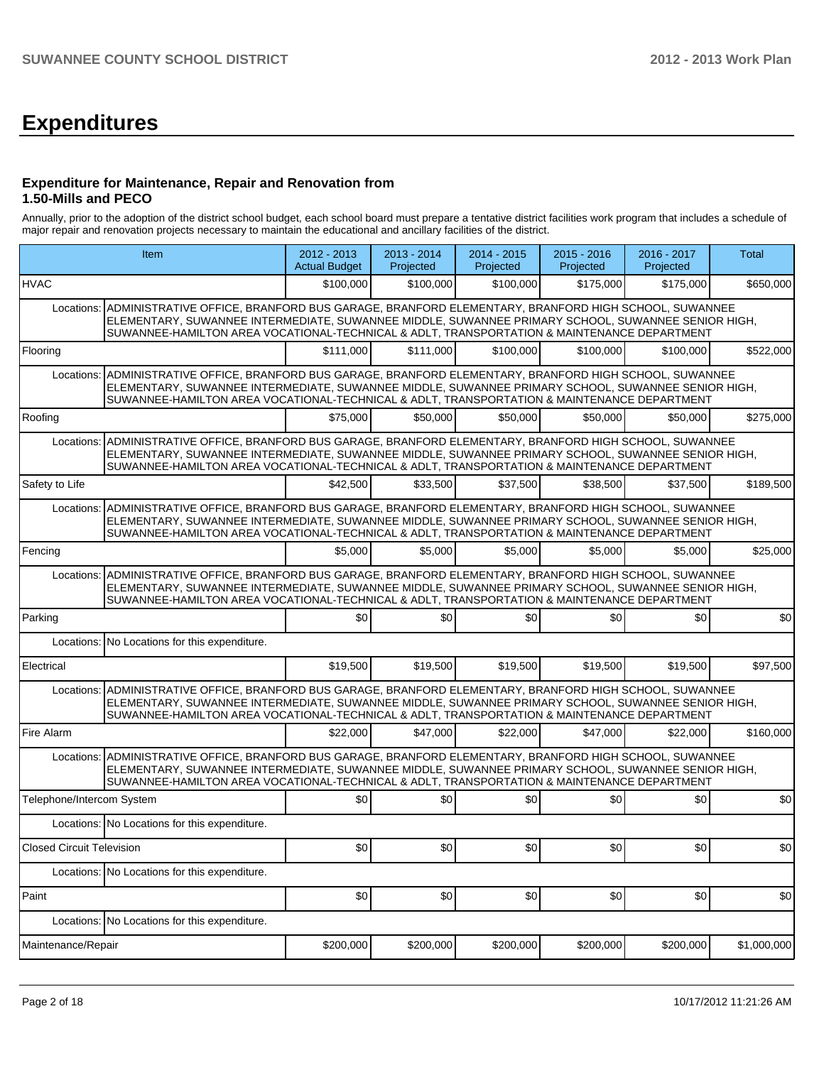# Expenditures

### Expenditure for Maintenance, Repair and Renovation from 1.50-Mills and PECO

Annually, prior to the adoption of the district school budget, each school board must prepare a tentative district facilities work program that includes a schedule of major repair and renovation projects necessary to maintain the educational and ancillary facilities of the district.

| Item | | 2012 - 2013 Actual Budget | 2013 - 2014 Projected | 2014 - 2015 Projected | 2015 - 2016 Projected | 2016 - 2017 Projected | Total |
|---|---|---|---|---|---|---|---|
| HVAC | | $100,000 | $100,000 | $100,000 | $175,000 | $175,000 | $650,000 |
| Locations: | ADMINISTRATIVE OFFICE, BRANFORD BUS GARAGE, BRANFORD ELEMENTARY, BRANFORD HIGH SCHOOL, SUWANNEE ELEMENTARY, SUWANNEE INTERMEDIATE, SUWANNEE MIDDLE, SUWANNEE PRIMARY SCHOOL, SUWANNEE SENIOR HIGH, SUWANNEE-HAMILTON AREA VOCATIONAL-TECHNICAL & ADLT, TRANSPORTATION & MAINTENANCE DEPARTMENT | | | | | | |
| Flooring | | $111,000 | $111,000 | $100,000 | $100,000 | $100,000 | $522,000 |
| Locations: | ADMINISTRATIVE OFFICE, BRANFORD BUS GARAGE, BRANFORD ELEMENTARY, BRANFORD HIGH SCHOOL, SUWANNEE ELEMENTARY, SUWANNEE INTERMEDIATE, SUWANNEE MIDDLE, SUWANNEE PRIMARY SCHOOL, SUWANNEE SENIOR HIGH, SUWANNEE-HAMILTON AREA VOCATIONAL-TECHNICAL & ADLT, TRANSPORTATION & MAINTENANCE DEPARTMENT | | | | | | |
| Roofing | | $75,000 | $50,000 | $50,000 | $50,000 | $50,000 | $275,000 |
| Locations: | ADMINISTRATIVE OFFICE, BRANFORD BUS GARAGE, BRANFORD ELEMENTARY, BRANFORD HIGH SCHOOL, SUWANNEE ELEMENTARY, SUWANNEE INTERMEDIATE, SUWANNEE MIDDLE, SUWANNEE PRIMARY SCHOOL, SUWANNEE SENIOR HIGH, SUWANNEE-HAMILTON AREA VOCATIONAL-TECHNICAL & ADLT, TRANSPORTATION & MAINTENANCE DEPARTMENT | | | | | | |
| Safety to Life | | $42,500 | $33,500 | $37,500 | $38,500 | $37,500 | $189,500 |
| Locations: | ADMINISTRATIVE OFFICE, BRANFORD BUS GARAGE, BRANFORD ELEMENTARY, BRANFORD HIGH SCHOOL, SUWANNEE ELEMENTARY, SUWANNEE INTERMEDIATE, SUWANNEE MIDDLE, SUWANNEE PRIMARY SCHOOL, SUWANNEE SENIOR HIGH, SUWANNEE-HAMILTON AREA VOCATIONAL-TECHNICAL & ADLT, TRANSPORTATION & MAINTENANCE DEPARTMENT | | | | | | |
| Fencing | | $5,000 | $5,000 | $5,000 | $5,000 | $5,000 | $25,000 |
| Locations: | ADMINISTRATIVE OFFICE, BRANFORD BUS GARAGE, BRANFORD ELEMENTARY, BRANFORD HIGH SCHOOL, SUWANNEE ELEMENTARY, SUWANNEE INTERMEDIATE, SUWANNEE MIDDLE, SUWANNEE PRIMARY SCHOOL, SUWANNEE SENIOR HIGH, SUWANNEE-HAMILTON AREA VOCATIONAL-TECHNICAL & ADLT, TRANSPORTATION & MAINTENANCE DEPARTMENT | | | | | | |
| Parking | | $0 | $0 | $0 | $0 | $0 | $0 |
| Locations: | No Locations for this expenditure. | | | | | | |
| Electrical | | $19,500 | $19,500 | $19,500 | $19,500 | $19,500 | $97,500 |
| Locations: | ADMINISTRATIVE OFFICE, BRANFORD BUS GARAGE, BRANFORD ELEMENTARY, BRANFORD HIGH SCHOOL, SUWANNEE ELEMENTARY, SUWANNEE INTERMEDIATE, SUWANNEE MIDDLE, SUWANNEE PRIMARY SCHOOL, SUWANNEE SENIOR HIGH, SUWANNEE-HAMILTON AREA VOCATIONAL-TECHNICAL & ADLT, TRANSPORTATION & MAINTENANCE DEPARTMENT | | | | | | |
| Fire Alarm | | $22,000 | $47,000 | $22,000 | $47,000 | $22,000 | $160,000 |
| Locations: | ADMINISTRATIVE OFFICE, BRANFORD BUS GARAGE, BRANFORD ELEMENTARY, BRANFORD HIGH SCHOOL, SUWANNEE ELEMENTARY, SUWANNEE INTERMEDIATE, SUWANNEE MIDDLE, SUWANNEE PRIMARY SCHOOL, SUWANNEE SENIOR HIGH, SUWANNEE-HAMILTON AREA VOCATIONAL-TECHNICAL & ADLT, TRANSPORTATION & MAINTENANCE DEPARTMENT | | | | | | |
| Telephone/Intercom System | | $0 | $0 | $0 | $0 | $0 | $0 |
| Locations: | No Locations for this expenditure. | | | | | | |
| Closed Circuit Television | | $0 | $0 | $0 | $0 | $0 | $0 |
| Locations: | No Locations for this expenditure. | | | | | | |
| Paint | | $0 | $0 | $0 | $0 | $0 | $0 |
| Locations: | No Locations for this expenditure. | | | | | | |
| Maintenance/Repair | | $200,000 | $200,000 | $200,000 | $200,000 | $200,000 | $1,000,000 |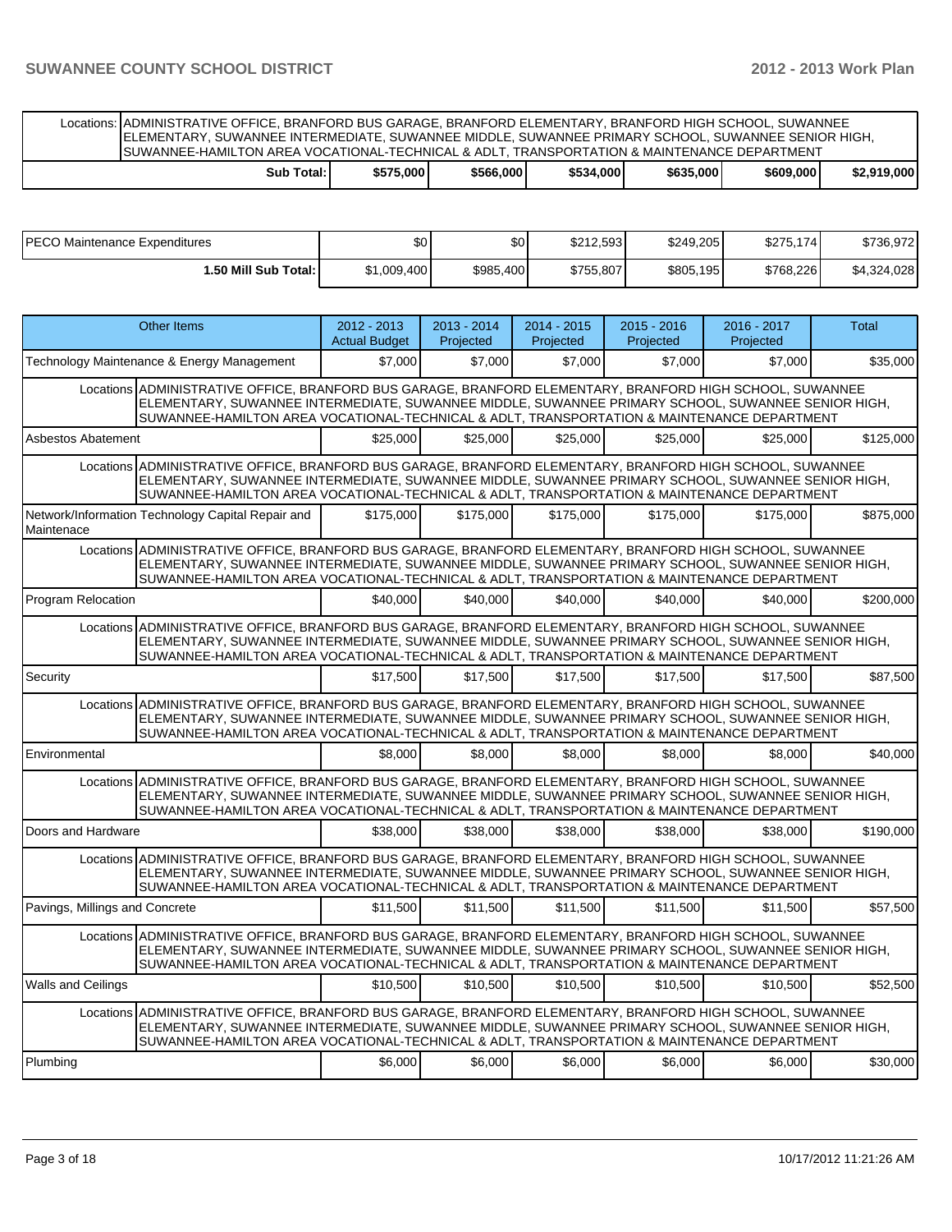| | | | | | | |
|---|---|---|---|---|---|---|
| Locations: | ADMINISTRATIVE OFFICE, BRANFORD BUS GARAGE, BRANFORD ELEMENTARY, BRANFORD HIGH SCHOOL, SUWANNEE ELEMENTARY, SUWANNEE INTERMEDIATE, SUWANNEE MIDDLE, SUWANNEE PRIMARY SCHOOL, SUWANNEE SENIOR HIGH, SUWANNEE-HAMILTON AREA VOCATIONAL-TECHNICAL & ADLT, TRANSPORTATION & MAINTENANCE DEPARTMENT | | | | | |
| **Sub Total:** | **$575,000** | **$566,000** | **$534,000** | **$635,000** | **$609,000** | **$2,919,000** |

| | | | | | | |
|---|---|---|---|---|---|---|
| PECO Maintenance Expenditures | $0 | $0 | $212,593 | $249,205 | $275,174 | $736,972 |
| **1.50 Mill Sub Total:** | $1,009,400 | $985,400 | $755,807 | $805,195 | $768,226 | $4,324,028 |

| Other Items | 2012 - 2013 Actual Budget | 2013 - 2014 Projected | 2014 - 2015 Projected | 2015 - 2016 Projected | 2016 - 2017 Projected | Total |
|---|---|---|---|---|---|---|
| Technology Maintenance & Energy Management | $7,000 | $7,000 | $7,000 | $7,000 | $7,000 | $35,000 |
| Locations ADMINISTRATIVE OFFICE, BRANFORD BUS GARAGE, BRANFORD ELEMENTARY, BRANFORD HIGH SCHOOL, SUWANNEE ELEMENTARY, SUWANNEE INTERMEDIATE, SUWANNEE MIDDLE, SUWANNEE PRIMARY SCHOOL, SUWANNEE SENIOR HIGH, SUWANNEE-HAMILTON AREA VOCATIONAL-TECHNICAL & ADLT, TRANSPORTATION & MAINTENANCE DEPARTMENT | | | | | | |
| Asbestos Abatement | $25,000 | $25,000 | $25,000 | $25,000 | $25,000 | $125,000 |
| Locations ADMINISTRATIVE OFFICE, BRANFORD BUS GARAGE, BRANFORD ELEMENTARY, BRANFORD HIGH SCHOOL, SUWANNEE ELEMENTARY, SUWANNEE INTERMEDIATE, SUWANNEE MIDDLE, SUWANNEE PRIMARY SCHOOL, SUWANNEE SENIOR HIGH, SUWANNEE-HAMILTON AREA VOCATIONAL-TECHNICAL & ADLT, TRANSPORTATION & MAINTENANCE DEPARTMENT | | | | | | |
| Network/Information Technology Capital Repair and Maintenace | $175,000 | $175,000 | $175,000 | $175,000 | $175,000 | $875,000 |
| Locations ADMINISTRATIVE OFFICE, BRANFORD BUS GARAGE, BRANFORD ELEMENTARY, BRANFORD HIGH SCHOOL, SUWANNEE ELEMENTARY, SUWANNEE INTERMEDIATE, SUWANNEE MIDDLE, SUWANNEE PRIMARY SCHOOL, SUWANNEE SENIOR HIGH, SUWANNEE-HAMILTON AREA VOCATIONAL-TECHNICAL & ADLT, TRANSPORTATION & MAINTENANCE DEPARTMENT | | | | | | |
| Program Relocation | $40,000 | $40,000 | $40,000 | $40,000 | $40,000 | $200,000 |
| Locations ADMINISTRATIVE OFFICE, BRANFORD BUS GARAGE, BRANFORD ELEMENTARY, BRANFORD HIGH SCHOOL, SUWANNEE ELEMENTARY, SUWANNEE INTERMEDIATE, SUWANNEE MIDDLE, SUWANNEE PRIMARY SCHOOL, SUWANNEE SENIOR HIGH, SUWANNEE-HAMILTON AREA VOCATIONAL-TECHNICAL & ADLT, TRANSPORTATION & MAINTENANCE DEPARTMENT | | | | | | |
| Security | $17,500 | $17,500 | $17,500 | $17,500 | $17,500 | $87,500 |
| Locations ADMINISTRATIVE OFFICE, BRANFORD BUS GARAGE, BRANFORD ELEMENTARY, BRANFORD HIGH SCHOOL, SUWANNEE ELEMENTARY, SUWANNEE INTERMEDIATE, SUWANNEE MIDDLE, SUWANNEE PRIMARY SCHOOL, SUWANNEE SENIOR HIGH, SUWANNEE-HAMILTON AREA VOCATIONAL-TECHNICAL & ADLT, TRANSPORTATION & MAINTENANCE DEPARTMENT | | | | | | |
| Environmental | $8,000 | $8,000 | $8,000 | $8,000 | $8,000 | $40,000 |
| Locations ADMINISTRATIVE OFFICE, BRANFORD BUS GARAGE, BRANFORD ELEMENTARY, BRANFORD HIGH SCHOOL, SUWANNEE ELEMENTARY, SUWANNEE INTERMEDIATE, SUWANNEE MIDDLE, SUWANNEE PRIMARY SCHOOL, SUWANNEE SENIOR HIGH, SUWANNEE-HAMILTON AREA VOCATIONAL-TECHNICAL & ADLT, TRANSPORTATION & MAINTENANCE DEPARTMENT | | | | | | |
| Doors and Hardware | $38,000 | $38,000 | $38,000 | $38,000 | $38,000 | $190,000 |
| Locations ADMINISTRATIVE OFFICE, BRANFORD BUS GARAGE, BRANFORD ELEMENTARY, BRANFORD HIGH SCHOOL, SUWANNEE ELEMENTARY, SUWANNEE INTERMEDIATE, SUWANNEE MIDDLE, SUWANNEE PRIMARY SCHOOL, SUWANNEE SENIOR HIGH, SUWANNEE-HAMILTON AREA VOCATIONAL-TECHNICAL & ADLT, TRANSPORTATION & MAINTENANCE DEPARTMENT | | | | | | |
| Pavings, Millings and Concrete | $11,500 | $11,500 | $11,500 | $11,500 | $11,500 | $57,500 |
| Locations ADMINISTRATIVE OFFICE, BRANFORD BUS GARAGE, BRANFORD ELEMENTARY, BRANFORD HIGH SCHOOL, SUWANNEE ELEMENTARY, SUWANNEE INTERMEDIATE, SUWANNEE MIDDLE, SUWANNEE PRIMARY SCHOOL, SUWANNEE SENIOR HIGH, SUWANNEE-HAMILTON AREA VOCATIONAL-TECHNICAL & ADLT, TRANSPORTATION & MAINTENANCE DEPARTMENT | | | | | | |
| Walls and Ceilings | $10,500 | $10,500 | $10,500 | $10,500 | $10,500 | $52,500 |
| Locations ADMINISTRATIVE OFFICE, BRANFORD BUS GARAGE, BRANFORD ELEMENTARY, BRANFORD HIGH SCHOOL, SUWANNEE ELEMENTARY, SUWANNEE INTERMEDIATE, SUWANNEE MIDDLE, SUWANNEE PRIMARY SCHOOL, SUWANNEE SENIOR HIGH, SUWANNEE-HAMILTON AREA VOCATIONAL-TECHNICAL & ADLT, TRANSPORTATION & MAINTENANCE DEPARTMENT | | | | | | |
| Plumbing | $6,000 | $6,000 | $6,000 | $6,000 | $6,000 | $30,000 |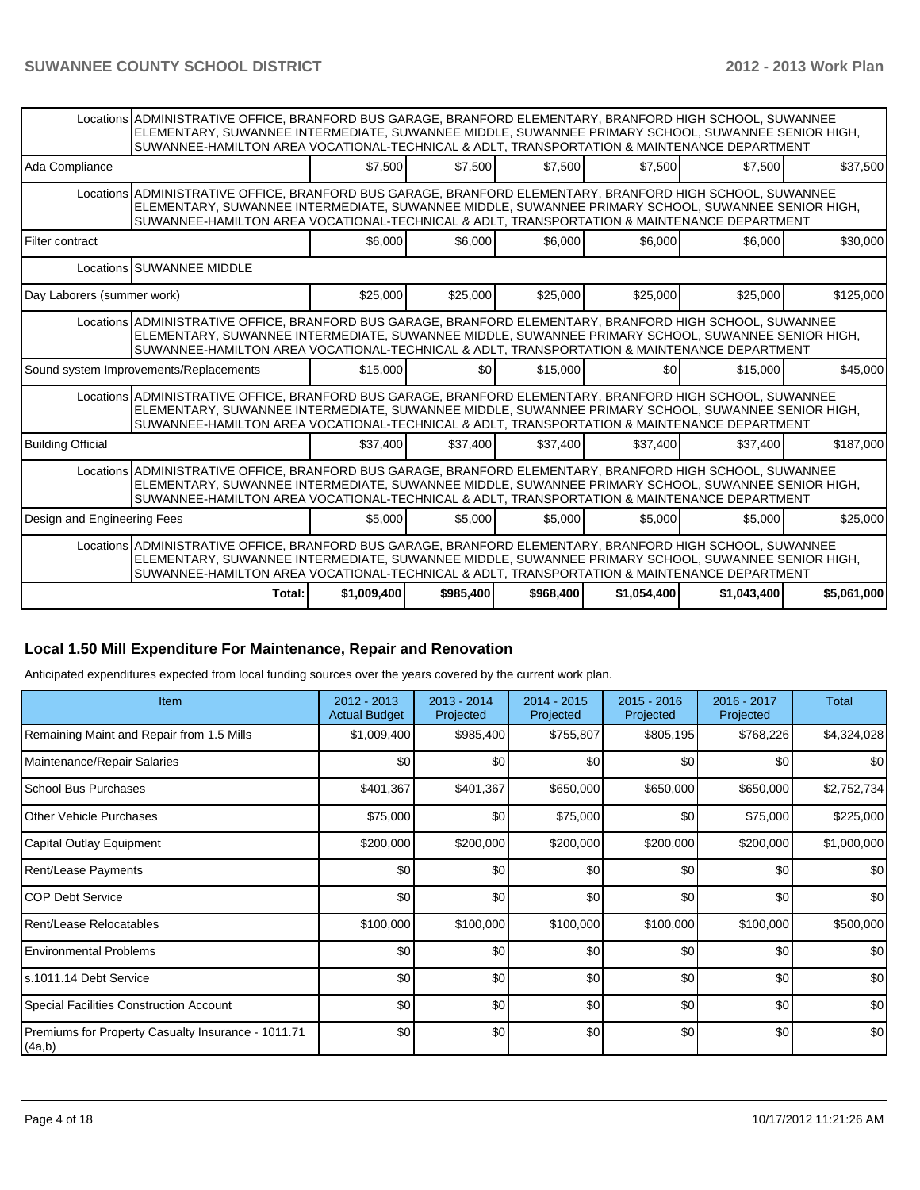| | | | | | | |
|---|---|---|---|---|---|---|
| Locations | ADMINISTRATIVE OFFICE, BRANFORD BUS GARAGE, BRANFORD ELEMENTARY, BRANFORD HIGH SCHOOL, SUWANNEE ELEMENTARY, SUWANNEE INTERMEDIATE, SUWANNEE MIDDLE, SUWANNEE PRIMARY SCHOOL, SUWANNEE SENIOR HIGH, SUWANNEE-HAMILTON AREA VOCATIONAL-TECHNICAL & ADLT, TRANSPORTATION & MAINTENANCE DEPARTMENT | | | | | |
| Ada Compliance | $7,500 | $7,500 | $7,500 | $7,500 | $7,500 | $37,500 |
| Locations | ADMINISTRATIVE OFFICE, BRANFORD BUS GARAGE, BRANFORD ELEMENTARY, BRANFORD HIGH SCHOOL, SUWANNEE ELEMENTARY, SUWANNEE INTERMEDIATE, SUWANNEE MIDDLE, SUWANNEE PRIMARY SCHOOL, SUWANNEE SENIOR HIGH, SUWANNEE-HAMILTON AREA VOCATIONAL-TECHNICAL & ADLT, TRANSPORTATION & MAINTENANCE DEPARTMENT | | | | | |
| Filter contract | $6,000 | $6,000 | $6,000 | $6,000 | $6,000 | $30,000 |
| Locations | SUWANNEE MIDDLE | | | | | |
| Day Laborers (summer work) | $25,000 | $25,000 | $25,000 | $25,000 | $25,000 | $125,000 |
| Locations | ADMINISTRATIVE OFFICE, BRANFORD BUS GARAGE, BRANFORD ELEMENTARY, BRANFORD HIGH SCHOOL, SUWANNEE ELEMENTARY, SUWANNEE INTERMEDIATE, SUWANNEE MIDDLE, SUWANNEE PRIMARY SCHOOL, SUWANNEE SENIOR HIGH, SUWANNEE-HAMILTON AREA VOCATIONAL-TECHNICAL & ADLT, TRANSPORTATION & MAINTENANCE DEPARTMENT | | | | | |
| Sound system Improvements/Replacements | $15,000 | $0 | $15,000 | $0 | $15,000 | $45,000 |
| Locations | ADMINISTRATIVE OFFICE, BRANFORD BUS GARAGE, BRANFORD ELEMENTARY, BRANFORD HIGH SCHOOL, SUWANNEE ELEMENTARY, SUWANNEE INTERMEDIATE, SUWANNEE MIDDLE, SUWANNEE PRIMARY SCHOOL, SUWANNEE SENIOR HIGH, SUWANNEE-HAMILTON AREA VOCATIONAL-TECHNICAL & ADLT, TRANSPORTATION & MAINTENANCE DEPARTMENT | | | | | |
| Building Official | $37,400 | $37,400 | $37,400 | $37,400 | $37,400 | $187,000 |
| Locations | ADMINISTRATIVE OFFICE, BRANFORD BUS GARAGE, BRANFORD ELEMENTARY, BRANFORD HIGH SCHOOL, SUWANNEE ELEMENTARY, SUWANNEE INTERMEDIATE, SUWANNEE MIDDLE, SUWANNEE PRIMARY SCHOOL, SUWANNEE SENIOR HIGH, SUWANNEE-HAMILTON AREA VOCATIONAL-TECHNICAL & ADLT, TRANSPORTATION & MAINTENANCE DEPARTMENT | | | | | |
| Design and Engineering Fees | $5,000 | $5,000 | $5,000 | $5,000 | $5,000 | $25,000 |
| Locations | ADMINISTRATIVE OFFICE, BRANFORD BUS GARAGE, BRANFORD ELEMENTARY, BRANFORD HIGH SCHOOL, SUWANNEE ELEMENTARY, SUWANNEE INTERMEDIATE, SUWANNEE MIDDLE, SUWANNEE PRIMARY SCHOOL, SUWANNEE SENIOR HIGH, SUWANNEE-HAMILTON AREA VOCATIONAL-TECHNICAL & ADLT, TRANSPORTATION & MAINTENANCE DEPARTMENT | | | | | |
| Total: | $1,009,400 | $985,400 | $968,400 | $1,054,400 | $1,043,400 | $5,061,000 |

## Local 1.50 Mill Expenditure For Maintenance, Repair and Renovation

Anticipated expenditures expected from local funding sources over the years covered by the current work plan.

| Item | 2012 - 2013 Actual Budget | 2013 - 2014 Projected | 2014 - 2015 Projected | 2015 - 2016 Projected | 2016 - 2017 Projected | Total |
|---|---|---|---|---|---|---|
| Remaining Maint and Repair from 1.5 Mills | $1,009,400 | $985,400 | $755,807 | $805,195 | $768,226 | $4,324,028 |
| Maintenance/Repair Salaries | $0 | $0 | $0 | $0 | $0 | $0 |
| School Bus Purchases | $401,367 | $401,367 | $650,000 | $650,000 | $650,000 | $2,752,734 |
| Other Vehicle Purchases | $75,000 | $0 | $75,000 | $0 | $75,000 | $225,000 |
| Capital Outlay Equipment | $200,000 | $200,000 | $200,000 | $200,000 | $200,000 | $1,000,000 |
| Rent/Lease Payments | $0 | $0 | $0 | $0 | $0 | $0 |
| COP Debt Service | $0 | $0 | $0 | $0 | $0 | $0 |
| Rent/Lease Relocatables | $100,000 | $100,000 | $100,000 | $100,000 | $100,000 | $500,000 |
| Environmental Problems | $0 | $0 | $0 | $0 | $0 | $0 |
| s.1011.14 Debt Service | $0 | $0 | $0 | $0 | $0 | $0 |
| Special Facilities Construction Account | $0 | $0 | $0 | $0 | $0 | $0 |
| Premiums for Property Casualty Insurance - 1011.71 (4a,b) | $0 | $0 | $0 | $0 | $0 | $0 |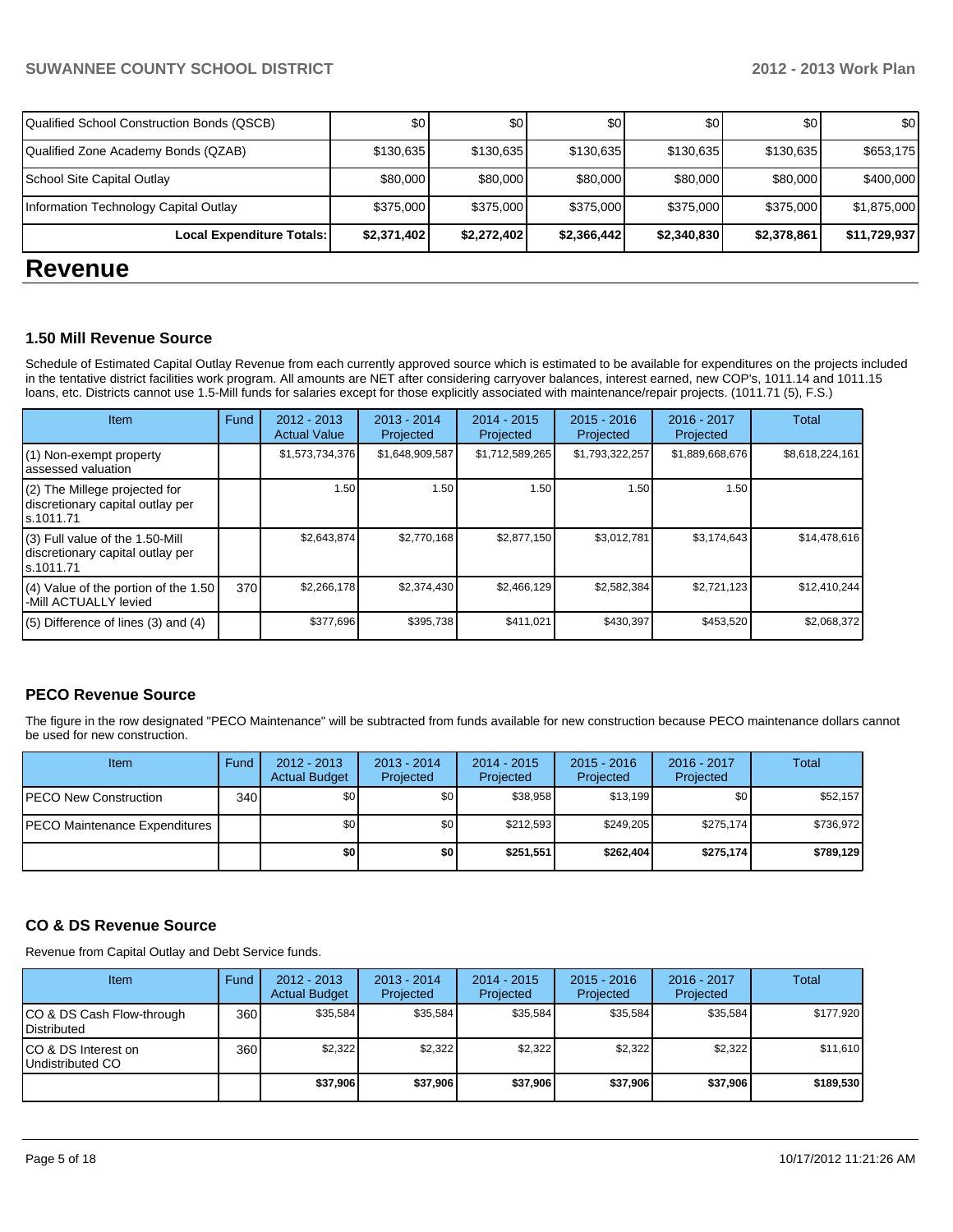| Qualified School Construction Bonds (QSCB) | $0 | $0 | $0 | $0 | $0 | $0 |
|---|---|---|---|---|---|---|
| Qualified Zone Academy Bonds (QZAB) | $130,635 | $130,635 | $130,635 | $130,635 | $130,635 | $653,175 |
| School Site Capital Outlay | $80,000 | $80,000 | $80,000 | $80,000 | $80,000 | $400,000 |
| Information Technology Capital Outlay | $375,000 | $375,000 | $375,000 | $375,000 | $375,000 | $1,875,000 |
| **Local Expenditure Totals:** | **$2,371,402** | **$2,272,402** | **$2,366,442** | **$2,340,830** | **$2,378,861** | **$11,729,937** |

# Revenue

### 1.50 Mill Revenue Source

Schedule of Estimated Capital Outlay Revenue from each currently approved source which is estimated to be available for expenditures on the projects included in the tentative district facilities work program. All amounts are NET after considering carryover balances, interest earned, new COP's, 1011.14 and 1011.15 loans, etc. Districts cannot use 1.5-Mill funds for salaries except for those explicitly associated with maintenance/repair projects. (1011.71 (5), F.S.)

| Item | Fund | 2012 - 2013 Actual Value | 2013 - 2014 Projected | 2014 - 2015 Projected | 2015 - 2016 Projected | 2016 - 2017 Projected | Total |
|---|---|---|---|---|---|---|---|
| (1) Non-exempt property assessed valuation | | $1,573,734,376 | $1,648,909,587 | $1,712,589,265 | $1,793,322,257 | $1,889,668,676 | $8,618,224,161 |
| (2) The Millege projected for discretionary capital outlay per s.1011.71 | | 1.50 | 1.50 | 1.50 | 1.50 | 1.50 | |
| (3) Full value of the 1.50-Mill discretionary capital outlay per s.1011.71 | | $2,643,874 | $2,770,168 | $2,877,150 | $3,012,781 | $3,174,643 | $14,478,616 |
| (4) Value of the portion of the 1.50 -Mill ACTUALLY levied | 370 | $2,266,178 | $2,374,430 | $2,466,129 | $2,582,384 | $2,721,123 | $12,410,244 |
| (5) Difference of lines (3) and (4) | | $377,696 | $395,738 | $411,021 | $430,397 | $453,520 | $2,068,372 |

### PECO Revenue Source

The figure in the row designated "PECO Maintenance" will be subtracted from funds available for new construction because PECO maintenance dollars cannot be used for new construction.

| Item | Fund | 2012 - 2013 Actual Budget | 2013 - 2014 Projected | 2014 - 2015 Projected | 2015 - 2016 Projected | 2016 - 2017 Projected | Total |
|---|---|---|---|---|---|---|---|
| PECO New Construction | 340 | $0 | $0 | $38,958 | $13,199 | $0 | $52,157 |
| PECO Maintenance Expenditures | | $0 | $0 | $212,593 | $249,205 | $275,174 | $736,972 |
| | | **$0** | **$0** | **$251,551** | **$262,404** | **$275,174** | **$789,129** |

### CO & DS Revenue Source

Revenue from Capital Outlay and Debt Service funds.

| Item | Fund | 2012 - 2013 Actual Budget | 2013 - 2014 Projected | 2014 - 2015 Projected | 2015 - 2016 Projected | 2016 - 2017 Projected | Total |
|---|---|---|---|---|---|---|---|
| CO & DS Cash Flow-through Distributed | 360 | $35,584 | $35,584 | $35,584 | $35,584 | $35,584 | $177,920 |
| CO & DS Interest on Undistributed CO | 360 | $2,322 | $2,322 | $2,322 | $2,322 | $2,322 | $11,610 |
| | | **$37,906** | **$37,906** | **$37,906** | **$37,906** | **$37,906** | **$189,530** |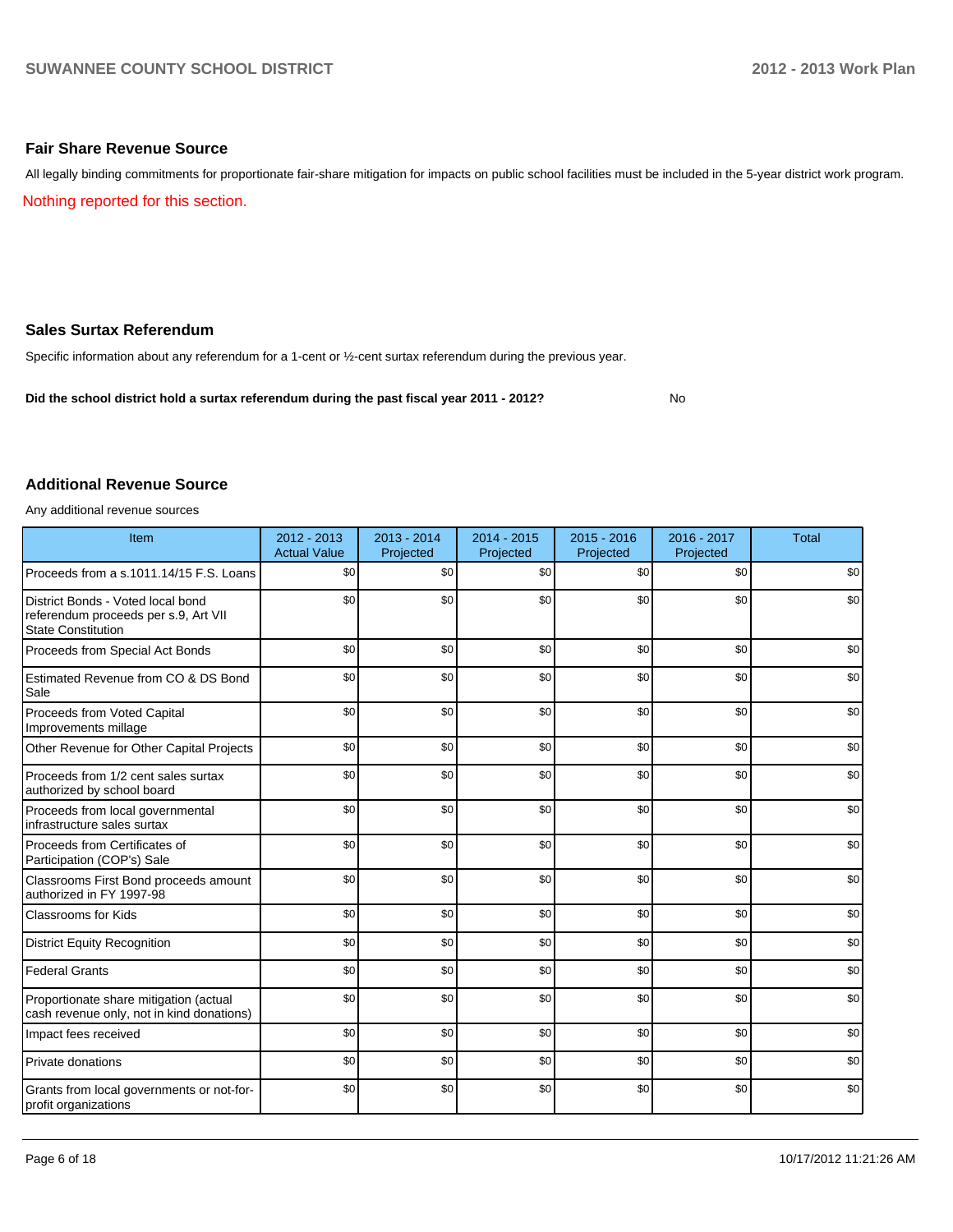## Fair Share Revenue Source

All legally binding commitments for proportionate fair-share mitigation for impacts on public school facilities must be included in the 5-year district work program.

Nothing reported for this section.

## Sales Surtax Referendum

Specific information about any referendum for a 1-cent or ½-cent surtax referendum during the previous year.

**Did the school district hold a surtax referendum during the past fiscal year 2011 - 2012?** No

## Additional Revenue Source

Any additional revenue sources

| Item | 2012 - 2013 Actual Value | 2013 - 2014 Projected | 2014 - 2015 Projected | 2015 - 2016 Projected | 2016 - 2017 Projected | Total |
|---|---|---|---|---|---|---|
| Proceeds from a s.1011.14/15 F.S. Loans | $0 | $0 | $0 | $0 | $0 | $0 |
| District Bonds - Voted local bond referendum proceeds per s.9, Art VII State Constitution | $0 | $0 | $0 | $0 | $0 | $0 |
| Proceeds from Special Act Bonds | $0 | $0 | $0 | $0 | $0 | $0 |
| Estimated Revenue from CO & DS Bond Sale | $0 | $0 | $0 | $0 | $0 | $0 |
| Proceeds from Voted Capital Improvements millage | $0 | $0 | $0 | $0 | $0 | $0 |
| Other Revenue for Other Capital Projects | $0 | $0 | $0 | $0 | $0 | $0 |
| Proceeds from 1/2 cent sales surtax authorized by school board | $0 | $0 | $0 | $0 | $0 | $0 |
| Proceeds from local governmental infrastructure sales surtax | $0 | $0 | $0 | $0 | $0 | $0 |
| Proceeds from Certificates of Participation (COP's) Sale | $0 | $0 | $0 | $0 | $0 | $0 |
| Classrooms First Bond proceeds amount authorized in FY 1997-98 | $0 | $0 | $0 | $0 | $0 | $0 |
| Classrooms for Kids | $0 | $0 | $0 | $0 | $0 | $0 |
| District Equity Recognition | $0 | $0 | $0 | $0 | $0 | $0 |
| Federal Grants | $0 | $0 | $0 | $0 | $0 | $0 |
| Proportionate share mitigation (actual cash revenue only, not in kind donations) | $0 | $0 | $0 | $0 | $0 | $0 |
| Impact fees received | $0 | $0 | $0 | $0 | $0 | $0 |
| Private donations | $0 | $0 | $0 | $0 | $0 | $0 |
| Grants from local governments or not-for-profit organizations | $0 | $0 | $0 | $0 | $0 | $0 |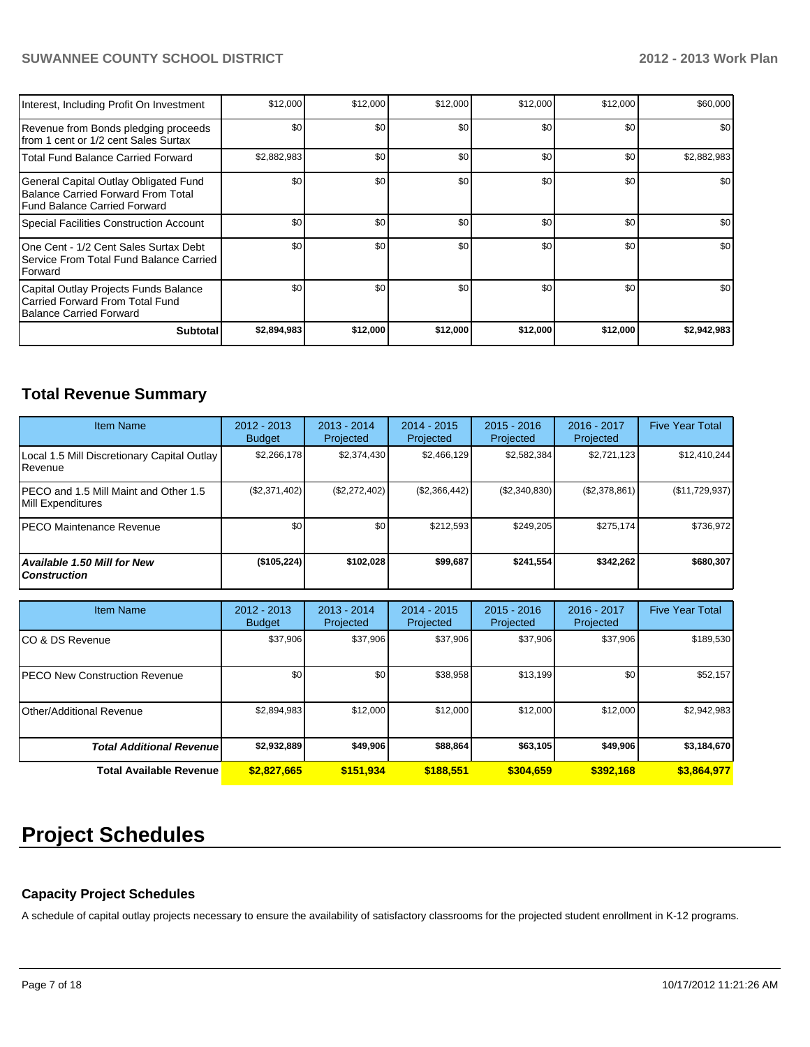| | | | | | | |
|---|---|---|---|---|---|---|
| Interest, Including Profit On Investment | $12,000 | $12,000 | $12,000 | $12,000 | $12,000 | $60,000 |
| Revenue from Bonds pledging proceeds from 1 cent or 1/2 cent Sales Surtax | $0 | $0 | $0 | $0 | $0 | $0 |
| Total Fund Balance Carried Forward | $2,882,983 | $0 | $0 | $0 | $0 | $2,882,983 |
| General Capital Outlay Obligated Fund Balance Carried Forward From Total Fund Balance Carried Forward | $0 | $0 | $0 | $0 | $0 | $0 |
| Special Facilities Construction Account | $0 | $0 | $0 | $0 | $0 | $0 |
| One Cent - 1/2 Cent Sales Surtax Debt Service From Total Fund Balance Carried Forward | $0 | $0 | $0 | $0 | $0 | $0 |
| Capital Outlay Projects Funds Balance Carried Forward From Total Fund Balance Carried Forward | $0 | $0 | $0 | $0 | $0 | $0 |
| **Subtotal** | **$2,894,983** | **$12,000** | **$12,000** | **$12,000** | **$12,000** | **$2,942,983** |

## Total Revenue Summary

| Item Name | 2012 - 2013 Budget | 2013 - 2014 Projected | 2014 - 2015 Projected | 2015 - 2016 Projected | 2016 - 2017 Projected | Five Year Total |
|---|---|---|---|---|---|---|
| Local 1.5 Mill Discretionary Capital Outlay Revenue | $2,266,178 | $2,374,430 | $2,466,129 | $2,582,384 | $2,721,123 | $12,410,244 |
| PECO and 1.5 Mill Maint and Other 1.5 Mill Expenditures | ($2,371,402) | ($2,272,402) | ($2,366,442) | ($2,340,830) | ($2,378,861) | ($11,729,937) |
| PECO Maintenance Revenue | $0 | $0 | $212,593 | $249,205 | $275,174 | $736,972 |
| ***Available 1.50 Mill for New Construction*** | **($105,224)** | **$102,028** | **$99,687** | **$241,554** | **$342,262** | **$680,307** |

| Item Name | 2012 - 2013 Budget | 2013 - 2014 Projected | 2014 - 2015 Projected | 2015 - 2016 Projected | 2016 - 2017 Projected | Five Year Total |
|---|---|---|---|---|---|---|
| CO & DS Revenue | $37,906 | $37,906 | $37,906 | $37,906 | $37,906 | $189,530 |
| PECO New Construction Revenue | $0 | $0 | $38,958 | $13,199 | $0 | $52,157 |
| Other/Additional Revenue | $2,894,983 | $12,000 | $12,000 | $12,000 | $12,000 | $2,942,983 |
| ***Total Additional Revenue*** | **$2,932,889** | **$49,906** | **$88,864** | **$63,105** | **$49,906** | **$3,184,670** |
| **Total Available Revenue** | **$2,827,665** | **$151,934** | **$188,551** | **$304,659** | **$392,168** | **$3,864,977** |

# Project Schedules

### Capacity Project Schedules

A schedule of capital outlay projects necessary to ensure the availability of satisfactory classrooms for the projected student enrollment in K-12 programs.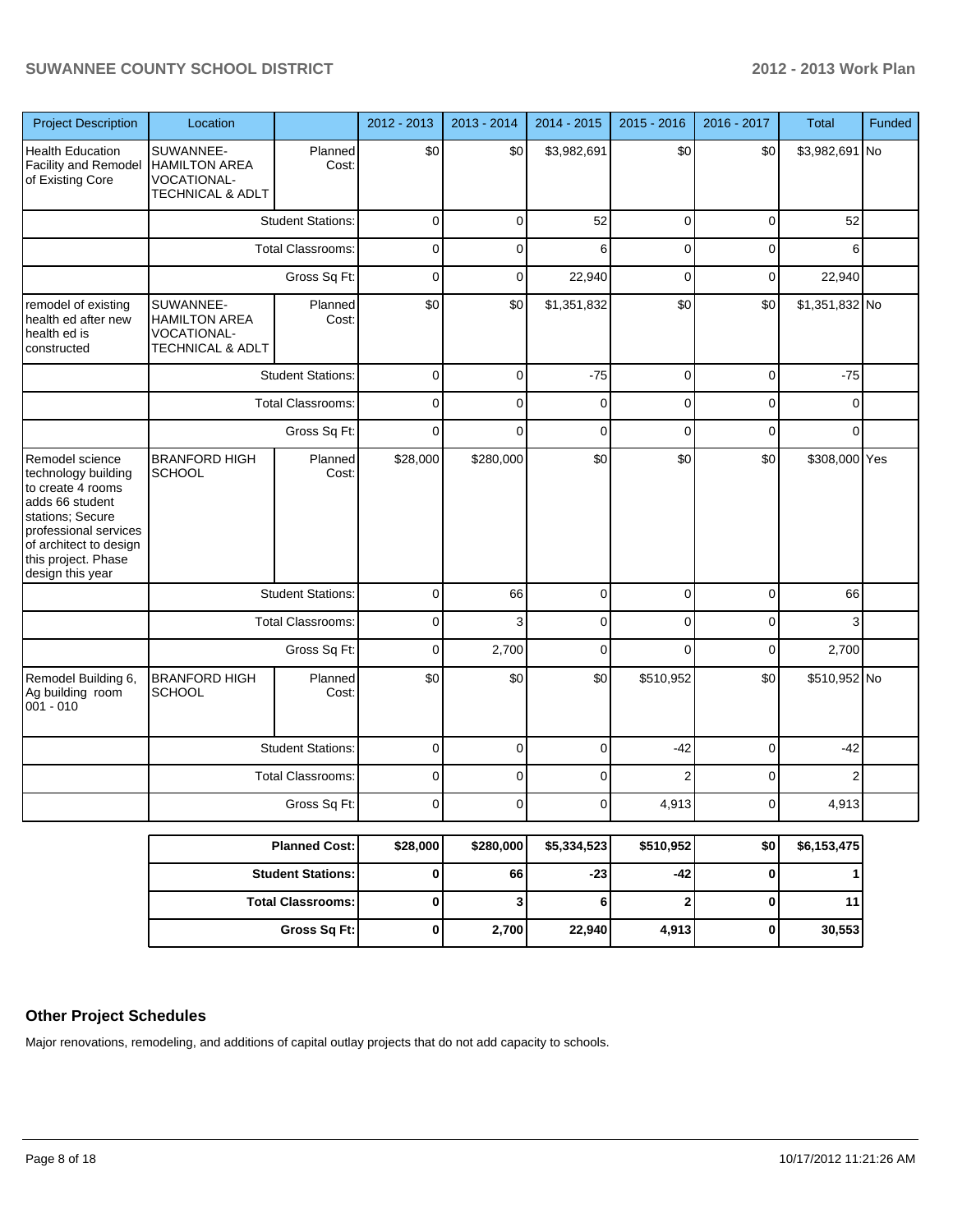| Project Description | Location | | 2012 - 2013 | 2013 - 2014 | 2014 - 2015 | 2015 - 2016 | 2016 - 2017 | Total | Funded |
|---|---|---|---|---|---|---|---|---|---|
| Health Education Facility and Remodel of Existing Core | SUWANNEE-HAMILTON AREA VOCATIONAL-TECHNICAL & ADLT | Planned Cost: | $0 | $0 | $3,982,691 | $0 | $0 | $3,982,691 | No |
| | | Student Stations: | 0 | 0 | 52 | 0 | 0 | 52 | |
| | | Total Classrooms: | 0 | 0 | 6 | 0 | 0 | 6 | |
| | | Gross Sq Ft: | 0 | 0 | 22,940 | 0 | 0 | 22,940 | |
| remodel of existing health ed after new health ed is constructed | SUWANNEE-HAMILTON AREA VOCATIONAL-TECHNICAL & ADLT | Planned Cost: | $0 | $0 | $1,351,832 | $0 | $0 | $1,351,832 | No |
| | | Student Stations: | 0 | 0 | -75 | 0 | 0 | -75 | |
| | | Total Classrooms: | 0 | 0 | 0 | 0 | 0 | 0 | |
| | | Gross Sq Ft: | 0 | 0 | 0 | 0 | 0 | 0 | |
| Remodel science technology building to create 4 rooms adds 66 student stations; Secure professional services of architect to design this project. Phase design this year | BRANFORD HIGH SCHOOL | Planned Cost: | $28,000 | $280,000 | $0 | $0 | $0 | $308,000 | Yes |
| | | Student Stations: | 0 | 66 | 0 | 0 | 0 | 66 | |
| | | Total Classrooms: | 0 | 3 | 0 | 0 | 0 | 3 | |
| | | Gross Sq Ft: | 0 | 2,700 | 0 | 0 | 0 | 2,700 | |
| Remodel Building 6, Ag building room 001 - 010 | BRANFORD HIGH SCHOOL | Planned Cost: | $0 | $0 | $0 | $510,952 | $0 | $510,952 | No |
| | | Student Stations: | 0 | 0 | 0 | -42 | 0 | -42 | |
| | | Total Classrooms: | 0 | 0 | 0 | 2 | 0 | 2 | |
| | | Gross Sq Ft: | 0 | 0 | 0 | 4,913 | 0 | 4,913 | |

| | 2012 - 2013 | 2013 - 2014 | 2014 - 2015 | 2015 - 2016 | 2016 - 2017 | Total |
|---|---|---|---|---|---|---|
| **Planned Cost:** | **$28,000** | **$280,000** | **$5,334,523** | **$510,952** | **$0** | **$6,153,475** |
| **Student Stations:** | **0** | **66** | **-23** | **-42** | **0** | **1** |
| **Total Classrooms:** | **0** | **3** | **6** | **2** | **0** | **11** |
| **Gross Sq Ft:** | **0** | **2,700** | **22,940** | **4,913** | **0** | **30,553** |

## Other Project Schedules

Major renovations, remodeling, and additions of capital outlay projects that do not add capacity to schools.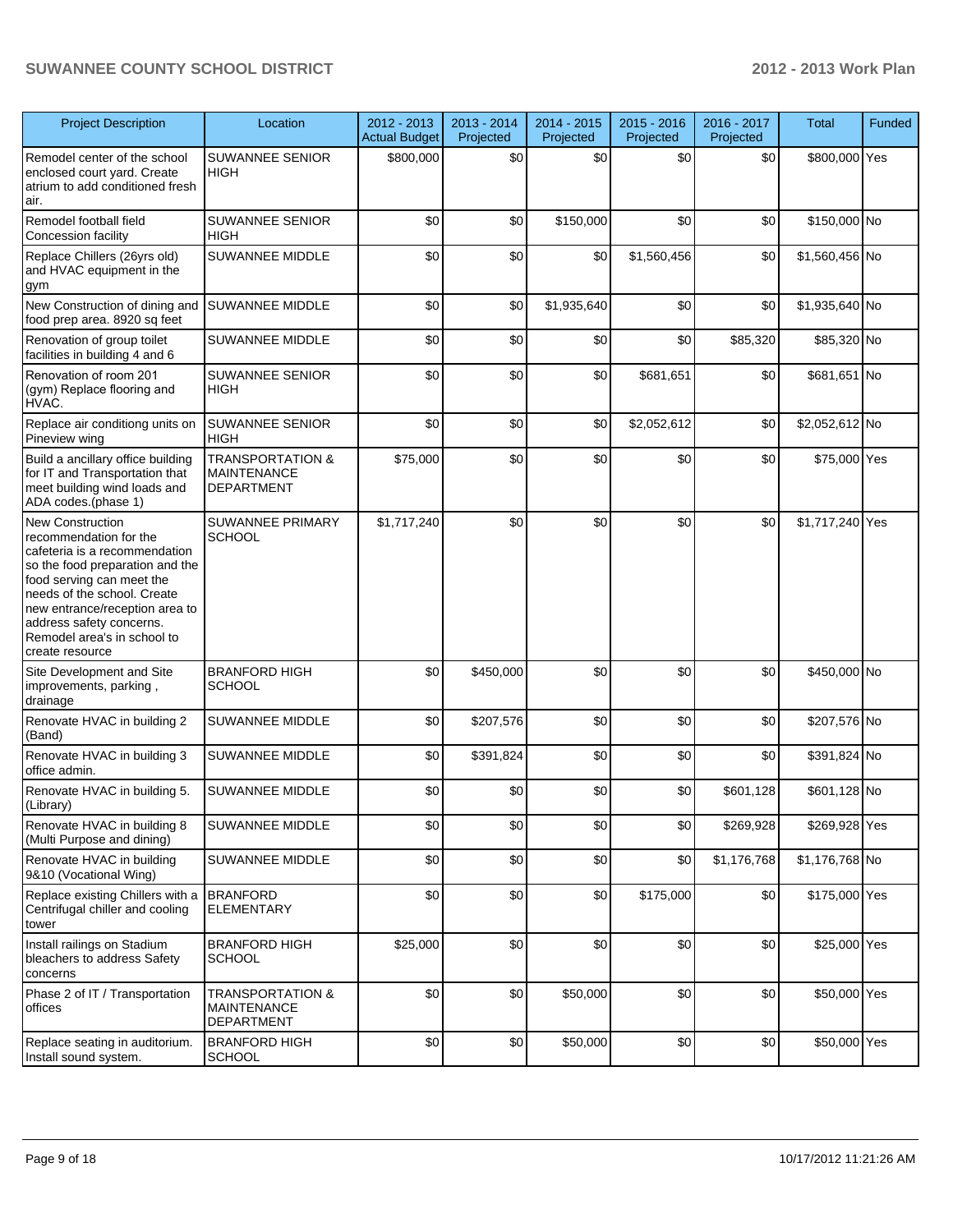| Project Description | Location | 2012 - 2013 Actual Budget | 2013 - 2014 Projected | 2014 - 2015 Projected | 2015 - 2016 Projected | 2016 - 2017 Projected | Total | Funded |
|---|---|---|---|---|---|---|---|---|
| Remodel center of the school enclosed court yard. Create atrium to add conditioned fresh air. | SUWANNEE SENIOR HIGH | $800,000 | $0 | $0 | $0 | $0 | $800,000 | Yes |
| Remodel football field Concession facility | SUWANNEE SENIOR HIGH | $0 | $0 | $150,000 | $0 | $0 | $150,000 | No |
| Replace Chillers (26yrs old) and HVAC equipment in the gym | SUWANNEE MIDDLE | $0 | $0 | $0 | $1,560,456 | $0 | $1,560,456 | No |
| New Construction of dining and food prep area. 8920 sq feet | SUWANNEE MIDDLE | $0 | $0 | $1,935,640 | $0 | $0 | $1,935,640 | No |
| Renovation of group toilet facilities in building 4 and 6 | SUWANNEE MIDDLE | $0 | $0 | $0 | $0 | $85,320 | $85,320 | No |
| Renovation of room 201 (gym) Replace flooring and HVAC. | SUWANNEE SENIOR HIGH | $0 | $0 | $0 | $681,651 | $0 | $681,651 | No |
| Replace air conditiong units on Pineview wing | SUWANNEE SENIOR HIGH | $0 | $0 | $0 | $2,052,612 | $0 | $2,052,612 | No |
| Build a ancillary office building for IT and Transportation that meet building wind loads and ADA codes.(phase 1) | TRANSPORTATION & MAINTENANCE DEPARTMENT | $75,000 | $0 | $0 | $0 | $0 | $75,000 | Yes |
| New Construction recommendation for the cafeteria is a recommendation so the food preparation and the food serving can meet the needs of the school. Create new entrance/reception area to address safety concerns. Remodel area's in school to create resource | SUWANNEE PRIMARY SCHOOL | $1,717,240 | $0 | $0 | $0 | $0 | $1,717,240 | Yes |
| Site Development and Site improvements, parking , drainage | BRANFORD HIGH SCHOOL | $0 | $450,000 | $0 | $0 | $0 | $450,000 | No |
| Renovate HVAC in building 2 (Band) | SUWANNEE MIDDLE | $0 | $207,576 | $0 | $0 | $0 | $207,576 | No |
| Renovate HVAC in building 3 office admin. | SUWANNEE MIDDLE | $0 | $391,824 | $0 | $0 | $0 | $391,824 | No |
| Renovate HVAC in building 5. (Library) | SUWANNEE MIDDLE | $0 | $0 | $0 | $0 | $601,128 | $601,128 | No |
| Renovate HVAC in building 8 (Multi Purpose and dining) | SUWANNEE MIDDLE | $0 | $0 | $0 | $0 | $269,928 | $269,928 | Yes |
| Renovate HVAC in building 9&10 (Vocational Wing) | SUWANNEE MIDDLE | $0 | $0 | $0 | $0 | $1,176,768 | $1,176,768 | No |
| Replace existing Chillers with a Centrifugal chiller and cooling tower | BRANFORD ELEMENTARY | $0 | $0 | $0 | $175,000 | $0 | $175,000 | Yes |
| Install railings on Stadium bleachers to address Safety concerns | BRANFORD HIGH SCHOOL | $25,000 | $0 | $0 | $0 | $0 | $25,000 | Yes |
| Phase 2 of IT / Transportation offices | TRANSPORTATION & MAINTENANCE DEPARTMENT | $0 | $0 | $50,000 | $0 | $0 | $50,000 | Yes |
| Replace seating in auditorium. Install sound system. | BRANFORD HIGH SCHOOL | $0 | $0 | $50,000 | $0 | $0 | $50,000 | Yes |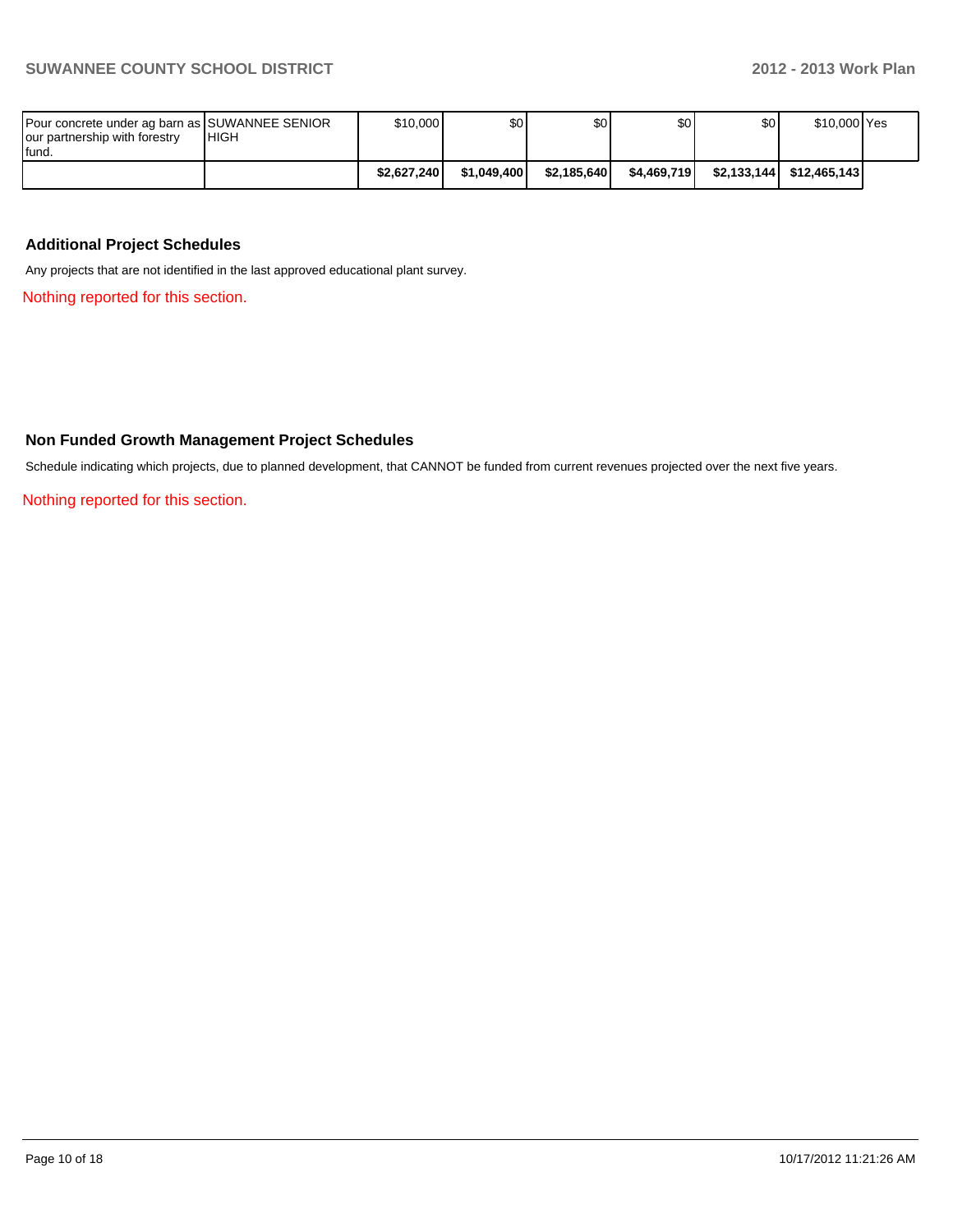| | | | | | | | | |
|---|---|---|---|---|---|---|---|---|
| Pour concrete under ag barn as our partnership with forestry fund. | SUWANNEE SENIOR HIGH | $10,000 | $0 | $0 | $0 | $0 | $10,000 | Yes |
| | | **$2,627,240** | **$1,049,400** | **$2,185,640** | **$4,469,719** | **$2,133,144** | **$12,465,143** | |

## Additional Project Schedules

Any projects that are not identified in the last approved educational plant survey.

Nothing reported for this section.

## Non Funded Growth Management Project Schedules

Schedule indicating which projects, due to planned development, that CANNOT be funded from current revenues projected over the next five years.

Nothing reported for this section.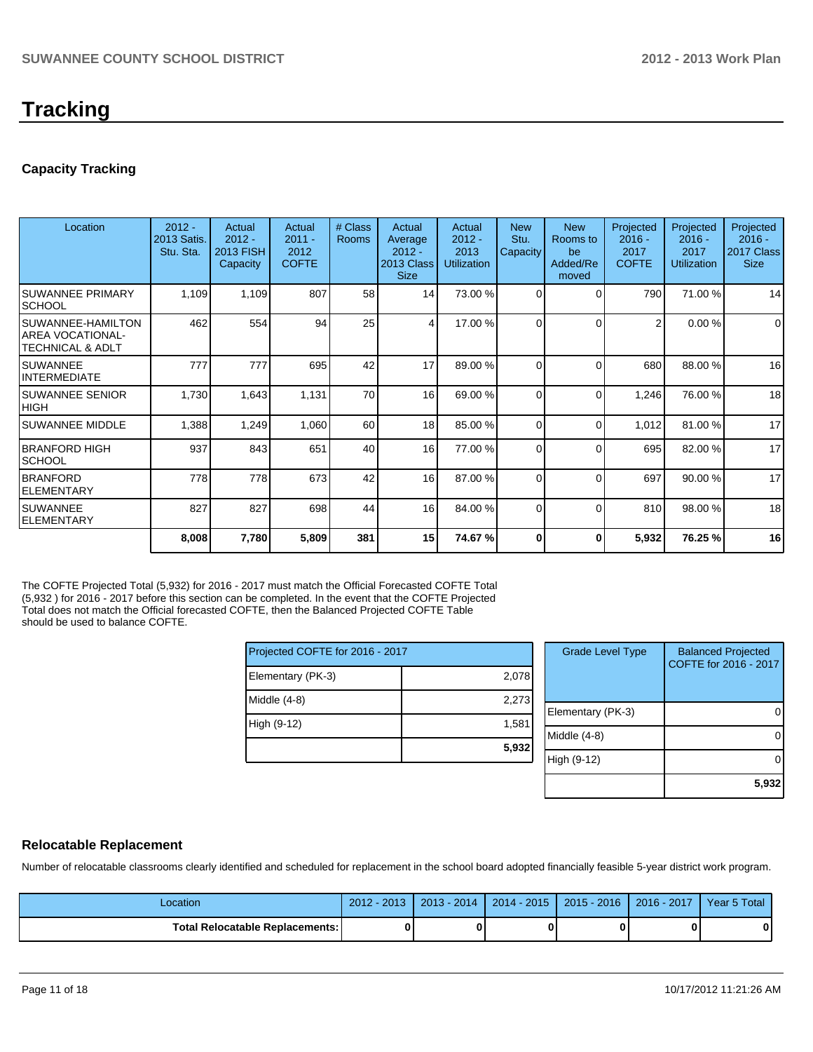# Tracking

## Capacity Tracking

| Location | 2012 - 2013 Satis. Stu. Sta. | Actual 2012 - 2013 FISH Capacity | Actual 2011 - 2012 COFTE | # Class Rooms | Actual Average 2012 - 2013 Class Size | Actual 2012 - 2013 Utilization | New Stu. Capacity | New Rooms to be Added/Removed | Projected 2016 - 2017 COFTE | Projected 2016 - 2017 Utilization | Projected 2016 - 2017 Class Size |
|---|---|---|---|---|---|---|---|---|---|---|---|
| SUWANNEE PRIMARY SCHOOL | 1,109 | 1,109 | 807 | 58 | 14 | 73.00 % | 0 | 0 | 790 | 71.00 % | 14 |
| SUWANNEE-HAMILTON AREA VOCATIONAL-TECHNICAL & ADLT | 462 | 554 | 94 | 25 | 4 | 17.00 % | 0 | 0 | 2 | 0.00 % | 0 |
| SUWANNEE INTERMEDIATE | 777 | 777 | 695 | 42 | 17 | 89.00 % | 0 | 0 | 680 | 88.00 % | 16 |
| SUWANNEE SENIOR HIGH | 1,730 | 1,643 | 1,131 | 70 | 16 | 69.00 % | 0 | 0 | 1,246 | 76.00 % | 18 |
| SUWANNEE MIDDLE | 1,388 | 1,249 | 1,060 | 60 | 18 | 85.00 % | 0 | 0 | 1,012 | 81.00 % | 17 |
| BRANFORD HIGH SCHOOL | 937 | 843 | 651 | 40 | 16 | 77.00 % | 0 | 0 | 695 | 82.00 % | 17 |
| BRANFORD ELEMENTARY | 778 | 778 | 673 | 42 | 16 | 87.00 % | 0 | 0 | 697 | 90.00 % | 17 |
| SUWANNEE ELEMENTARY | 827 | 827 | 698 | 44 | 16 | 84.00 % | 0 | 0 | 810 | 98.00 % | 18 |
| | **8,008** | **7,780** | **5,809** | **381** | **15** | **74.67 %** | **0** | **0** | **5,932** | **76.25 %** | **16** |

The COFTE Projected Total (5,932) for 2016 - 2017 must match the Official Forecasted COFTE Total (5,932 ) for 2016 - 2017 before this section can be completed. In the event that the COFTE Projected Total does not match the Official forecasted COFTE, then the Balanced Projected COFTE Table should be used to balance COFTE.

| Projected COFTE for 2016 - 2017 | |
|---|---|
| Elementary (PK-3) | 2,078 |
| Middle (4-8) | 2,273 |
| High (9-12) | 1,581 |
| | **5,932** |

| Grade Level Type | Balanced Projected COFTE for 2016 - 2017 |
|---|---|
| Elementary (PK-3) | 0 |
| Middle (4-8) | 0 |
| High (9-12) | 0 |
| | **5,932** |

## Relocatable Replacement

Number of relocatable classrooms clearly identified and scheduled for replacement in the school board adopted financially feasible 5-year district work program.

| Location | 2012 - 2013 | 2013 - 2014 | 2014 - 2015 | 2015 - 2016 | 2016 - 2017 | Year 5 Total |
|---|---|---|---|---|---|---|
| **Total Relocatable Replacements:** | **0** | **0** | **0** | **0** | **0** | **0** |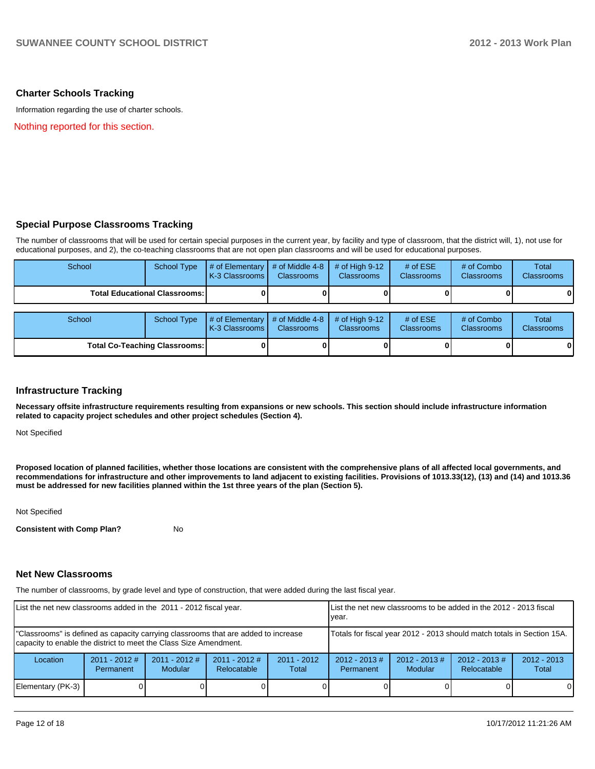## Charter Schools Tracking

Information regarding the use of charter schools.

Nothing reported for this section.

## Special Purpose Classrooms Tracking

The number of classrooms that will be used for certain special purposes in the current year, by facility and type of classroom, that the district will, 1), not use for educational purposes, and 2), the co-teaching classrooms that are not open plan classrooms and will be used for educational purposes.

| School | School Type | # of Elementary K-3 Classrooms | # of Middle 4-8 Classrooms | # of High 9-12 Classrooms | # of ESE Classrooms | # of Combo Classrooms | Total Classrooms |
|---|---|---|---|---|---|---|---|
| **Total Educational Classrooms:** | | **0** | **0** | **0** | **0** | **0** | **0** |

| School | School Type | # of Elementary K-3 Classrooms | # of Middle 4-8 Classrooms | # of High 9-12 Classrooms | # of ESE Classrooms | # of Combo Classrooms | Total Classrooms |
|---|---|---|---|---|---|---|---|
| **Total Co-Teaching Classrooms:** | | **0** | **0** | **0** | **0** | **0** | **0** |

## Infrastructure Tracking

**Necessary offsite infrastructure requirements resulting from expansions or new schools. This section should include infrastructure information related to capacity project schedules and other project schedules (Section 4).**

Not Specified

**Proposed location of planned facilities, whether those locations are consistent with the comprehensive plans of all affected local governments, and recommendations for infrastructure and other improvements to land adjacent to existing facilities. Provisions of 1013.33(12), (13) and (14) and 1013.36 must be addressed for new facilities planned within the 1st three years of the plan (Section 5).**

Not Specified

**Consistent with Comp Plan?** No

## Net New Classrooms

The number of classrooms, by grade level and type of construction, that were added during the last fiscal year.

| List the net new classrooms added in the 2011 - 2012 fiscal year. | | | | | List the net new classrooms to be added in the 2012 - 2013 fiscal year. | | | |
|---|---|---|---|---|---|---|---|---|
| "Classrooms" is defined as capacity carrying classrooms that are added to increase capacity to enable the district to meet the Class Size Amendment. | | | | | Totals for fiscal year 2012 - 2013 should match totals in Section 15A. | | | |
| Location | 2011 - 2012 # Permanent | 2011 - 2012 # Modular | 2011 - 2012 # Relocatable | 2011 - 2012 Total | 2012 - 2013 # Permanent | 2012 - 2013 # Modular | 2012 - 2013 # Relocatable | 2012 - 2013 Total |
| Elementary (PK-3) | 0 | 0 | 0 | 0 | 0 | 0 | 0 | 0 |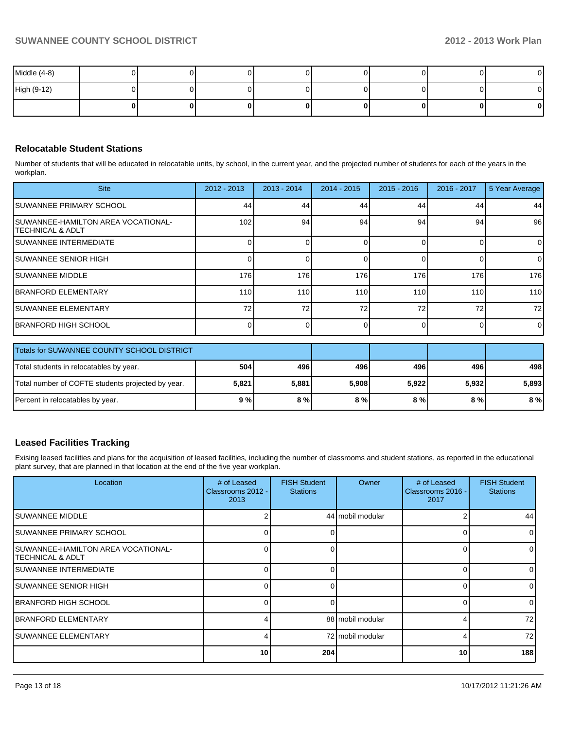| | | | | | | | | |
|---|---|---|---|---|---|---|---|---|
| Middle (4-8) | 0 | 0 | 0 | 0 | 0 | 0 | 0 | 0 |
| High (9-12) | 0 | 0 | 0 | 0 | 0 | 0 | 0 | 0 |
| | **0** | **0** | **0** | **0** | **0** | **0** | **0** | **0** |

## Relocatable Student Stations

Number of students that will be educated in relocatable units, by school, in the current year, and the projected number of students for each of the years in the workplan.

| Site | 2012 - 2013 | 2013 - 2014 | 2014 - 2015 | 2015 - 2016 | 2016 - 2017 | 5 Year Average |
|---|---|---|---|---|---|---|
| SUWANNEE PRIMARY SCHOOL | 44 | 44 | 44 | 44 | 44 | 44 |
| SUWANNEE-HAMILTON AREA VOCATIONAL-TECHNICAL & ADLT | 102 | 94 | 94 | 94 | 94 | 96 |
| SUWANNEE INTERMEDIATE | 0 | 0 | 0 | 0 | 0 | 0 |
| SUWANNEE SENIOR HIGH | 0 | 0 | 0 | 0 | 0 | 0 |
| SUWANNEE MIDDLE | 176 | 176 | 176 | 176 | 176 | 176 |
| BRANFORD ELEMENTARY | 110 | 110 | 110 | 110 | 110 | 110 |
| SUWANNEE ELEMENTARY | 72 | 72 | 72 | 72 | 72 | 72 |
| BRANFORD HIGH SCHOOL | 0 | 0 | 0 | 0 | 0 | 0 |

| Totals for SUWANNEE COUNTY SCHOOL DISTRICT | | | | | | |
|---|---|---|---|---|---|---|
| Total students in relocatables by year. | **504** | **496** | **496** | **496** | **496** | **498** |
| Total number of COFTE students projected by year. | **5,821** | **5,881** | **5,908** | **5,922** | **5,932** | **5,893** |
| Percent in relocatables by year. | **9 %** | **8 %** | **8 %** | **8 %** | **8 %** | **8 %** |

## Leased Facilities Tracking

Exising leased facilities and plans for the acquisition of leased facilities, including the number of classrooms and student stations, as reported in the educational plant survey, that are planned in that location at the end of the five year workplan.

| Location | # of Leased Classrooms 2012 - 2013 | FISH Student Stations | Owner | # of Leased Classrooms 2016 - 2017 | FISH Student Stations |
|---|---|---|---|---|---|
| SUWANNEE MIDDLE | 2 | 44 | mobil modular | 2 | 44 |
| SUWANNEE PRIMARY SCHOOL | 0 | 0 | | 0 | 0 |
| SUWANNEE-HAMILTON AREA VOCATIONAL-TECHNICAL & ADLT | 0 | 0 | | 0 | 0 |
| SUWANNEE INTERMEDIATE | 0 | 0 | | 0 | 0 |
| SUWANNEE SENIOR HIGH | 0 | 0 | | 0 | 0 |
| BRANFORD HIGH SCHOOL | 0 | 0 | | 0 | 0 |
| BRANFORD ELEMENTARY | 4 | 88 | mobil modular | 4 | 72 |
| SUWANNEE ELEMENTARY | 4 | 72 | mobil modular | 4 | 72 |
| | **10** | **204** | | **10** | **188** |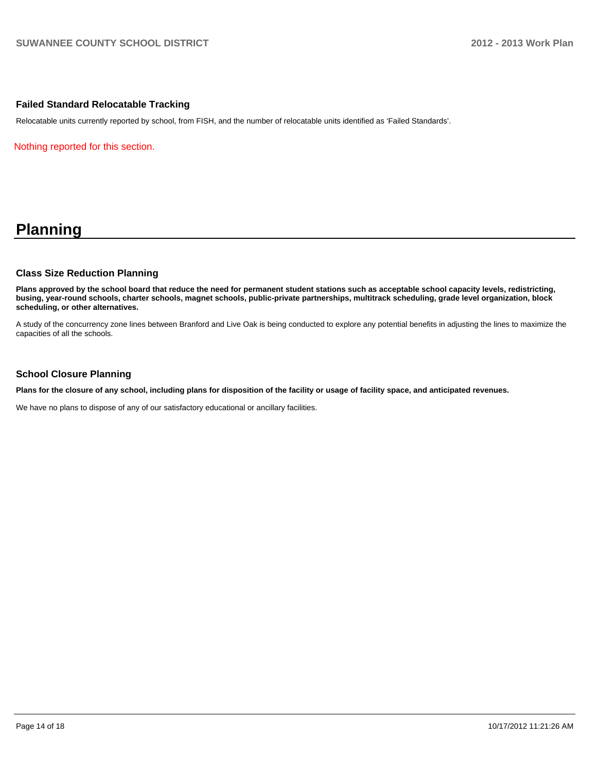### Failed Standard Relocatable Tracking

Relocatable units currently reported by school, from FISH, and the number of relocatable units identified as 'Failed Standards'.

Nothing reported for this section.

# Planning

### Class Size Reduction Planning

**Plans approved by the school board that reduce the need for permanent student stations such as acceptable school capacity levels, redistricting, busing, year-round schools, charter schools, magnet schools, public-private partnerships, multitrack scheduling, grade level organization, block scheduling, or other alternatives.**

A study of the concurrency zone lines between Branford and Live Oak is being conducted to explore any potential benefits in adjusting the lines to maximize the capacities of all the schools.

### School Closure Planning

**Plans for the closure of any school, including plans for disposition of the facility or usage of facility space, and anticipated revenues.**

We have no plans to dispose of any of our satisfactory educational or ancillary facilities.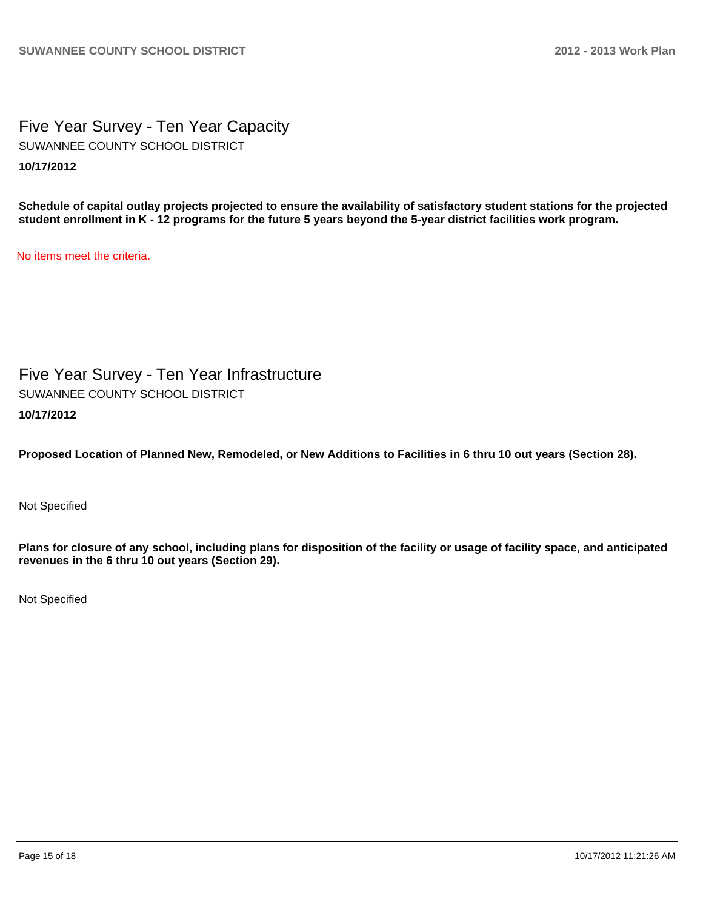## Five Year Survey - Ten Year Capacity

SUWANNEE COUNTY SCHOOL DISTRICT

**10/17/2012**

**Schedule of capital outlay projects projected to ensure the availability of satisfactory student stations for the projected student enrollment in K - 12 programs for the future 5 years beyond the 5-year district facilities work program.**

No items meet the criteria.

## Five Year Survey - Ten Year Infrastructure

SUWANNEE COUNTY SCHOOL DISTRICT

**10/17/2012**

**Proposed Location of Planned New, Remodeled, or New Additions to Facilities in 6 thru 10 out years (Section 28).**

Not Specified

**Plans for closure of any school, including plans for disposition of the facility or usage of facility space, and anticipated revenues in the 6 thru 10 out years (Section 29).**

Not Specified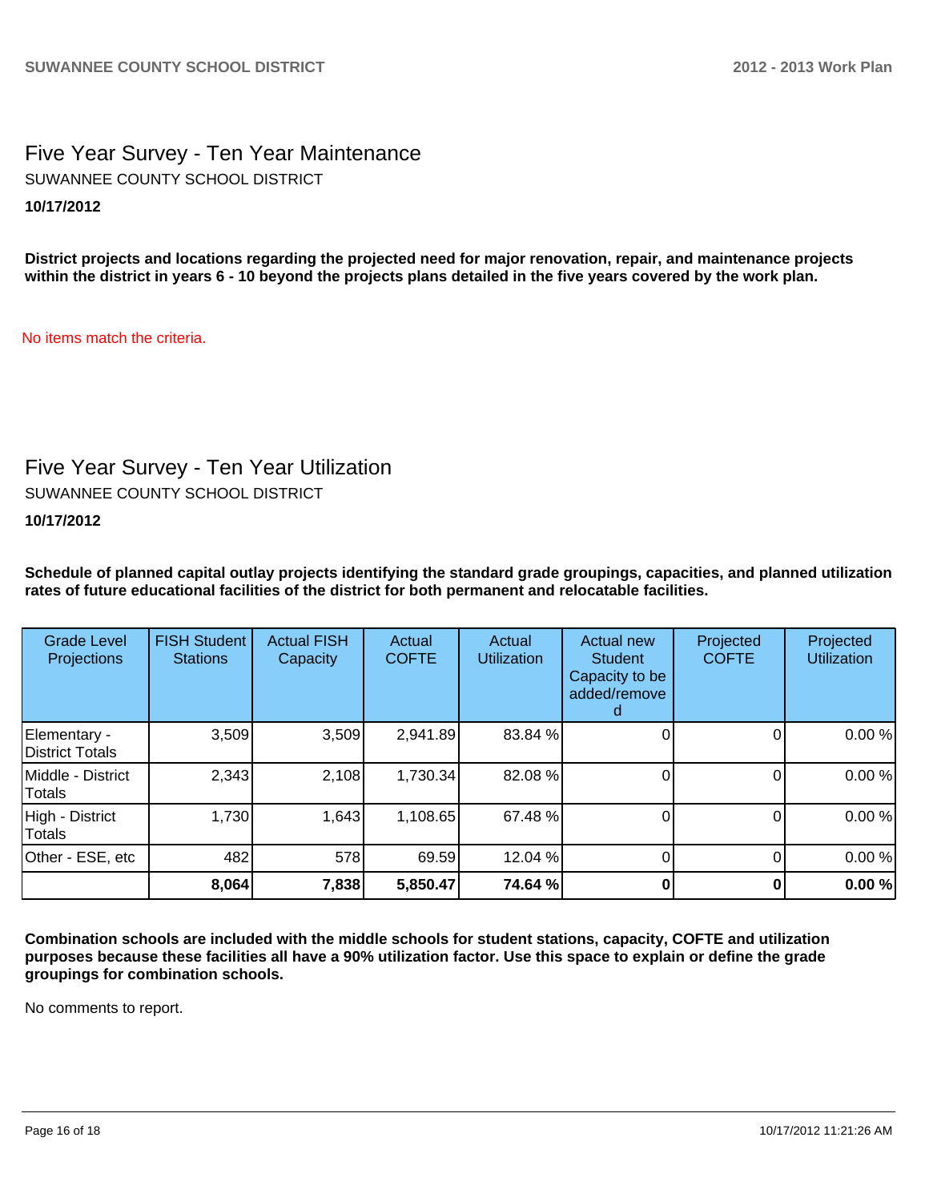## Five Year Survey - Ten Year Maintenance

SUWANNEE COUNTY SCHOOL DISTRICT

**10/17/2012**

**District projects and locations regarding the projected need for major renovation, repair, and maintenance projects within the district in years 6 - 10 beyond the projects plans detailed in the five years covered by the work plan.**

No items match the criteria.

## Five Year Survey - Ten Year Utilization

SUWANNEE COUNTY SCHOOL DISTRICT

**10/17/2012**

**Schedule of planned capital outlay projects identifying the standard grade groupings, capacities, and planned utilization rates of future educational facilities of the district for both permanent and relocatable facilities.**

| Grade Level Projections | FISH Student Stations | Actual FISH Capacity | Actual COFTE | Actual Utilization | Actual new Student Capacity to be added/removed | Projected COFTE | Projected Utilization |
|---|---|---|---|---|---|---|---|
| Elementary - District Totals | 3,509 | 3,509 | 2,941.89 | 83.84 % | 0 | 0 | 0.00 % |
| Middle - District Totals | 2,343 | 2,108 | 1,730.34 | 82.08 % | 0 | 0 | 0.00 % |
| High - District Totals | 1,730 | 1,643 | 1,108.65 | 67.48 % | 0 | 0 | 0.00 % |
| Other - ESE, etc | 482 | 578 | 69.59 | 12.04 % | 0 | 0 | 0.00 % |
| | **8,064** | **7,838** | **5,850.47** | **74.64 %** | **0** | **0** | **0.00 %** |

**Combination schools are included with the middle schools for student stations, capacity, COFTE and utilization purposes because these facilities all have a 90% utilization factor. Use this space to explain or define the grade groupings for combination schools.**

No comments to report.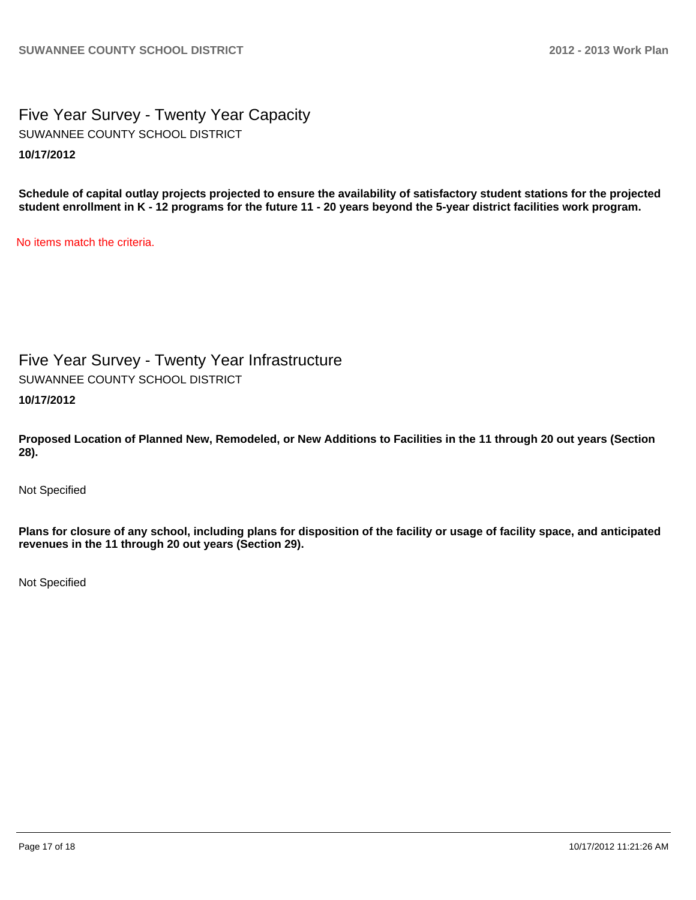## Five Year Survey - Twenty Year Capacity

SUWANNEE COUNTY SCHOOL DISTRICT

**10/17/2012**

**Schedule of capital outlay projects projected to ensure the availability of satisfactory student stations for the projected student enrollment in K - 12 programs for the future 11 - 20 years beyond the 5-year district facilities work program.**

No items match the criteria.

## Five Year Survey - Twenty Year Infrastructure

SUWANNEE COUNTY SCHOOL DISTRICT

**10/17/2012**

**Proposed Location of Planned New, Remodeled, or New Additions to Facilities in the 11 through 20 out years (Section 28).**

Not Specified

**Plans for closure of any school, including plans for disposition of the facility or usage of facility space, and anticipated revenues in the 11 through 20 out years (Section 29).**

Not Specified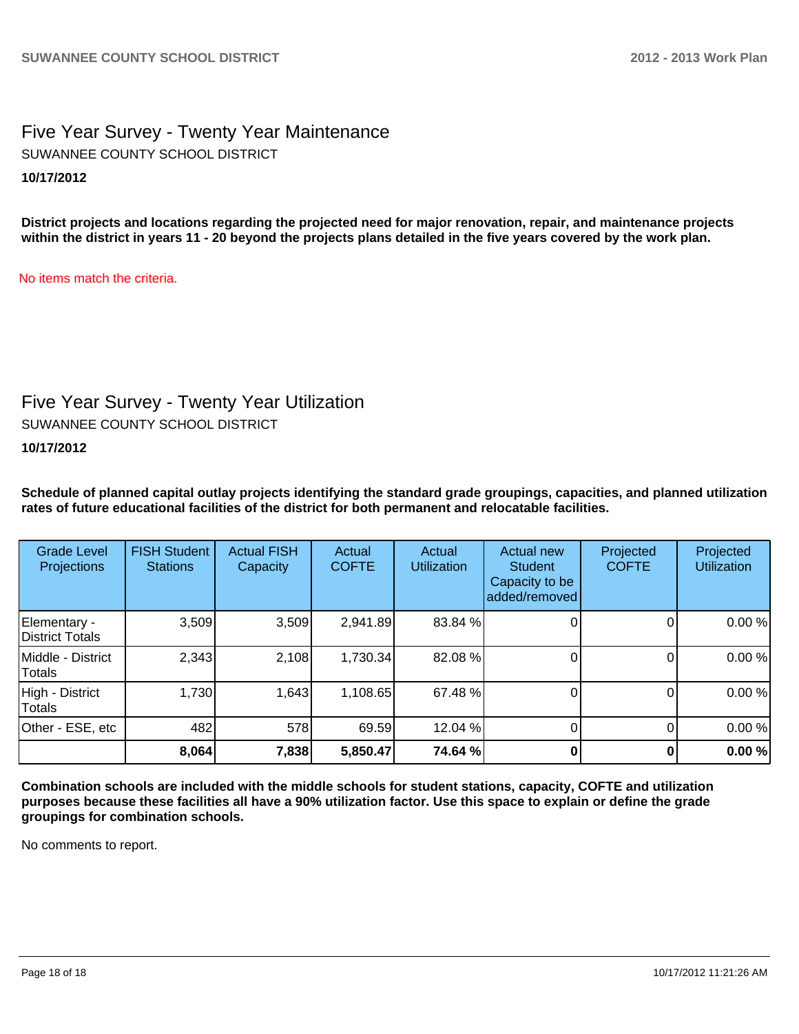# Five Year Survey - Twenty Year Maintenance

SUWANNEE COUNTY SCHOOL DISTRICT

**10/17/2012**

**District projects and locations regarding the projected need for major renovation, repair, and maintenance projects within the district in years 11 - 20 beyond the projects plans detailed in the five years covered by the work plan.**

No items match the criteria.

# Five Year Survey - Twenty Year Utilization

SUWANNEE COUNTY SCHOOL DISTRICT

**10/17/2012**

**Schedule of planned capital outlay projects identifying the standard grade groupings, capacities, and planned utilization rates of future educational facilities of the district for both permanent and relocatable facilities.**

| Grade Level Projections | FISH Student Stations | Actual FISH Capacity | Actual COFTE | Actual Utilization | Actual new Student Capacity to be added/removed | Projected COFTE | Projected Utilization |
|---|---|---|---|---|---|---|---|
| Elementary - District Totals | 3,509 | 3,509 | 2,941.89 | 83.84 % | 0 | 0 | 0.00 % |
| Middle - District Totals | 2,343 | 2,108 | 1,730.34 | 82.08 % | 0 | 0 | 0.00 % |
| High - District Totals | 1,730 | 1,643 | 1,108.65 | 67.48 % | 0 | 0 | 0.00 % |
| Other - ESE, etc | 482 | 578 | 69.59 | 12.04 % | 0 | 0 | 0.00 % |
| | **8,064** | **7,838** | **5,850.47** | **74.64 %** | **0** | **0** | **0.00 %** |

**Combination schools are included with the middle schools for student stations, capacity, COFTE and utilization purposes because these facilities all have a 90% utilization factor. Use this space to explain or define the grade groupings for combination schools.**

No comments to report.